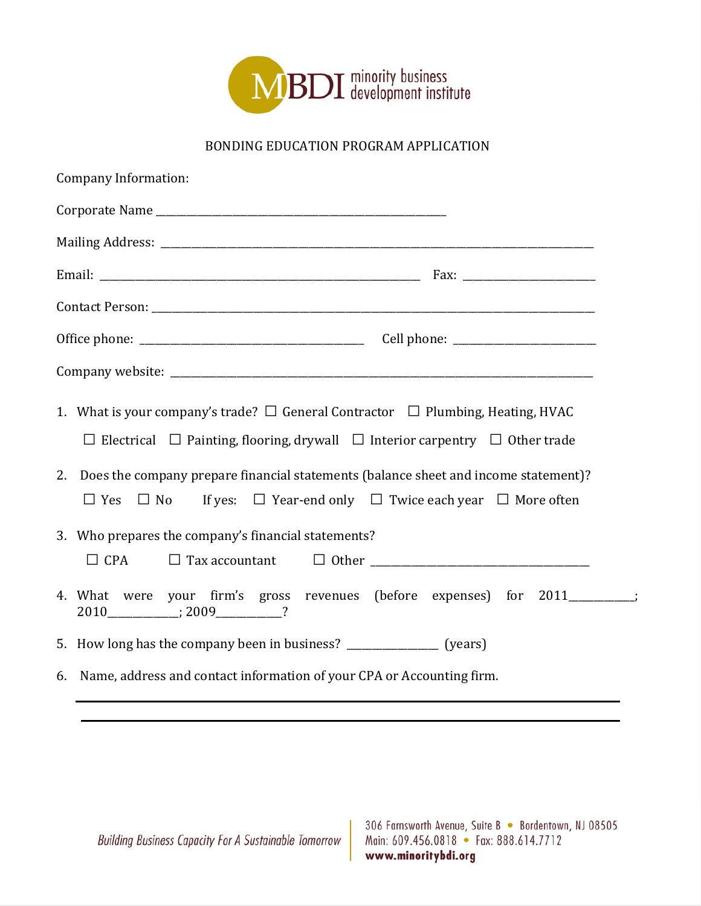MBDI minority business development institute

# BONDING EDUCATION PROGRAM APPLICATION

Company Information:

Corporate Name ___________________________________________________

Mailing Address: ___________________________________________________________________________

Email: ________________________________________________________ Fax: _______________________

Contact Person: ____________________________________________________________________________

Office phone: _______________________________________ Cell phone: ________________________

Company website: _________________________________________________________________________

1. What is your company's trade? ☐ General Contractor ☐ Plumbing, Heating, HVAC

   ☐ Electrical ☐ Painting, flooring, drywall ☐ Interior carpentry ☐ Other trade

2. Does the company prepare financial statements (balance sheet and income statement)?

   ☐ Yes ☐ No If yes: ☐ Year-end only ☐ Twice each year ☐ More often

3. Who prepares the company's financial statements?

   ☐ CPA ☐ Tax accountant ☐ Other _______________________________________

4. What were your firm's gross revenues (before expenses) for 2011___________; 2010____________; 2009___________?

5. How long has the company been in business? ________________ (years)

6. Name, address and contact information of your CPA or Accounting firm.

____________________________________________________________________________

____________________________________________________________________________

*Building Business Capacity For A Sustainable Tomorrow*

306 Farnsworth Avenue, Suite B • Bordentown, NJ 08505
Main: 609.456.0818 • Fax: 888.614.7712
**www.minoritybdi.org**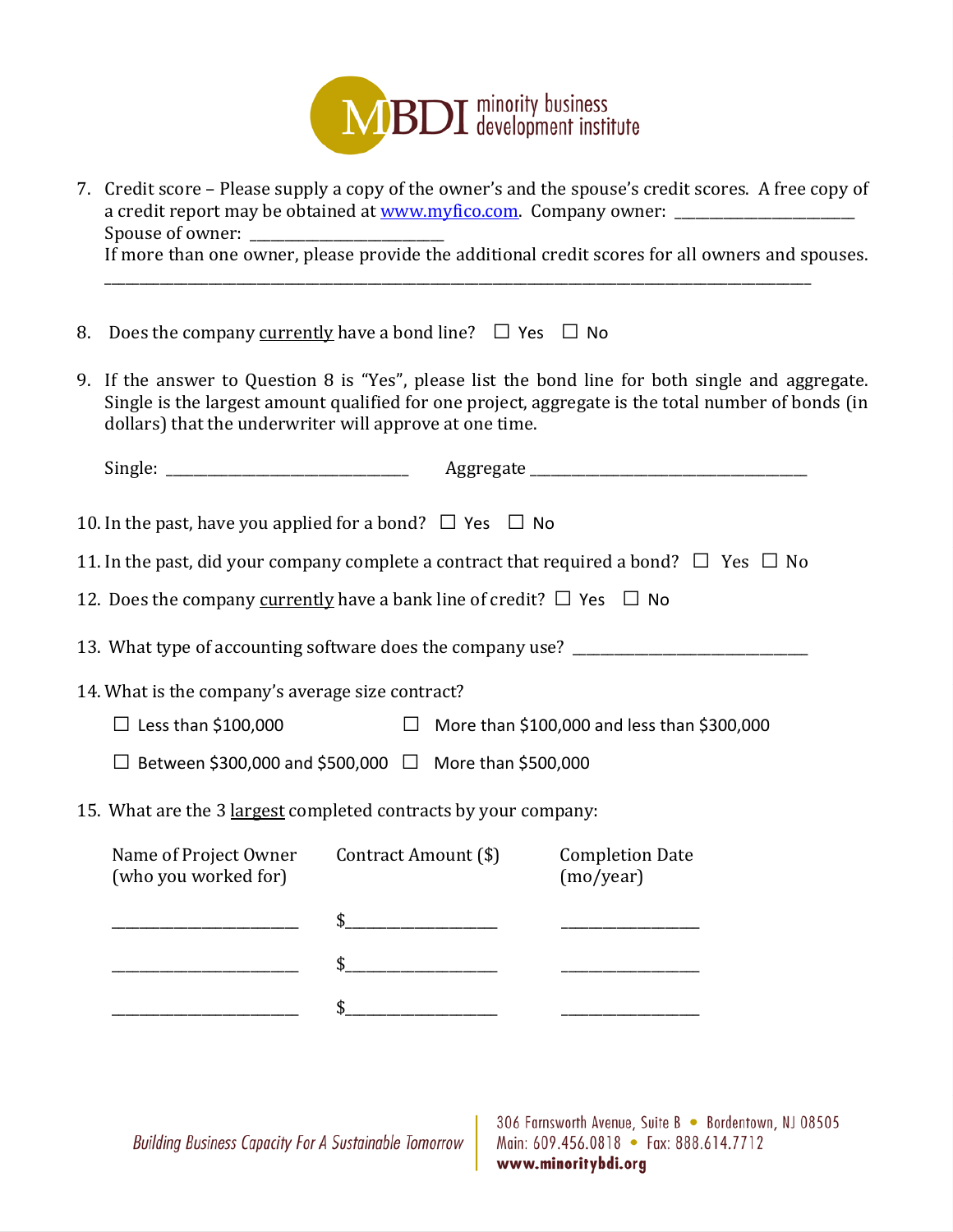7. Credit score – Please supply a copy of the owner's and the spouse's credit scores. A free copy of a credit report may be obtained at [www.myfico.com](http://www.myfico.com). Company owner: ______________________
   Spouse of owner: ______________________
   If more than one owner, please provide the additional credit scores for all owners and spouses.
   ________________________________________________________________________________________

8. Does the company currently have a bond line? ☐ Yes ☐ No

9. If the answer to Question 8 is "Yes", please list the bond line for both single and aggregate. Single is the largest amount qualified for one project, aggregate is the total number of bonds (in dollars) that the underwriter will approve at one time.

   Single: ______________________________ Aggregate ___________________________________

10. In the past, have you applied for a bond? ☐ Yes ☐ No

11. In the past, did your company complete a contract that required a bond? ☐ Yes ☐ No

12. Does the company currently have a bank line of credit? ☐ Yes ☐ No

13. What type of accounting software does the company use? ______________________________

14. What is the company's average size contract?

    ☐ Less than $100,000 ☐ More than $100,000 and less than $300,000

    ☐ Between $300,000 and $500,000 ☐ More than $500,000

15. What are the 3 largest completed contracts by your company:

| Name of Project Owner (who you worked for) | Contract Amount ($) | Completion Date (mo/year) |
|---|---|---|
| ______________________ | $__________________ | ________________ |
| ______________________ | $__________________ | ________________ |
| ______________________ | $__________________ | ________________ |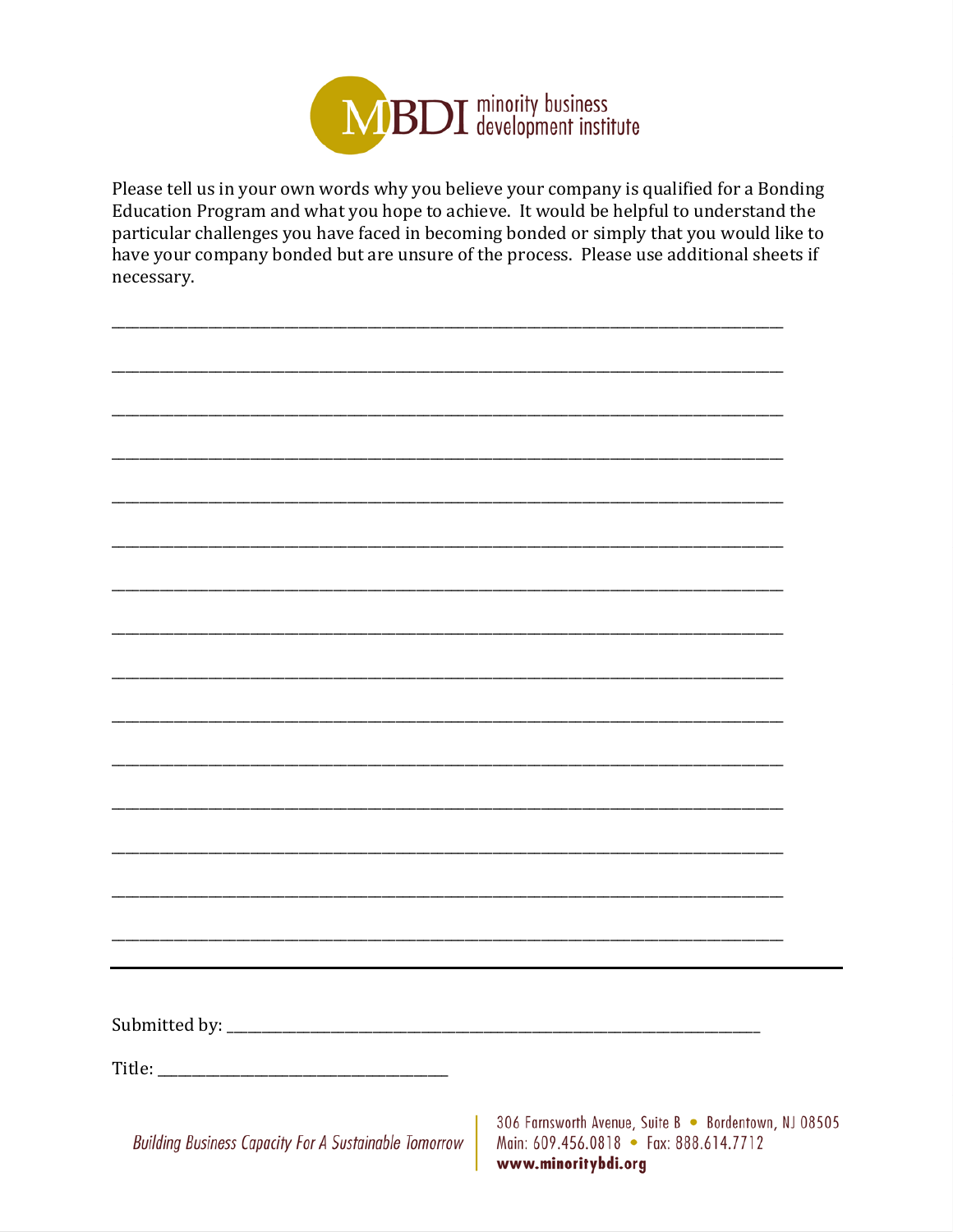MBDI minority business development institute

Please tell us in your own words why you believe your company is qualified for a Bonding Education Program and what you hope to achieve. It would be helpful to understand the particular challenges you have faced in becoming bonded or simply that you would like to have your company bonded but are unsure of the process. Please use additional sheets if necessary.

______________________________________________________________________________

______________________________________________________________________________

______________________________________________________________________________

______________________________________________________________________________

______________________________________________________________________________

______________________________________________________________________________

______________________________________________________________________________

______________________________________________________________________________

______________________________________________________________________________

______________________________________________________________________________

______________________________________________________________________________

______________________________________________________________________________

______________________________________________________________________________

______________________________________________________________________________

______________________________________________________________________________

Submitted by: ____________________________________________________________

Title: ________________________________

*Building Business Capacity For A Sustainable Tomorrow*

306 Farnsworth Avenue, Suite B • Bordentown, NJ 08505
Main: 609.456.0818 • Fax: 888.614.7712
**www.minoritybdi.org**